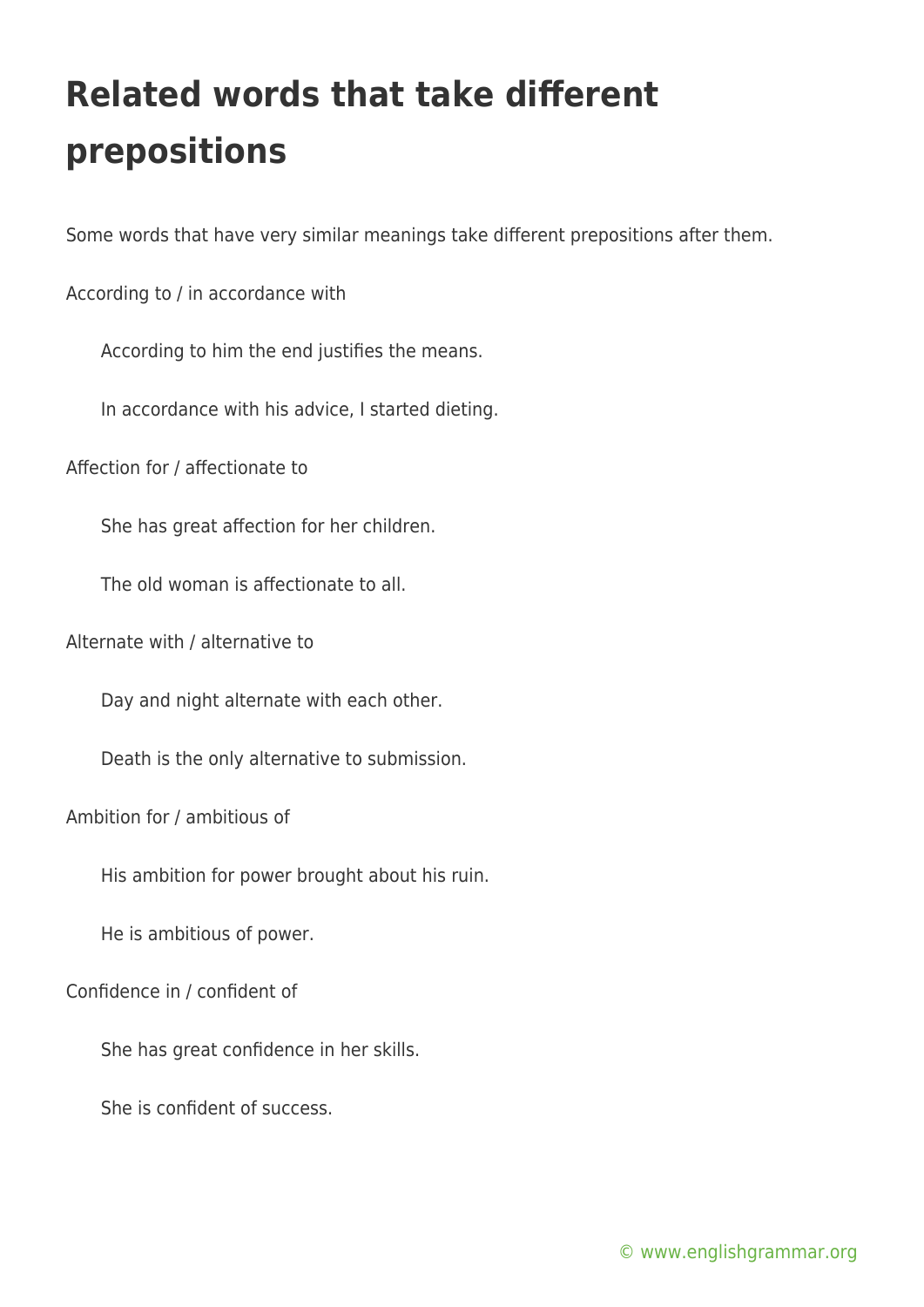# Related words that take different prepositions

Some words that have very similar meanings take different prepositions after them.

According to / in accordance with

> According to him the end justifies the means.
>
> In accordance with his advice, I started dieting.

Affection for / affectionate to

> She has great affection for her children.
>
> The old woman is affectionate to all.

Alternate with / alternative to

> Day and night alternate with each other.
>
> Death is the only alternative to submission.

Ambition for / ambitious of

> His ambition for power brought about his ruin.
>
> He is ambitious of power.

Confidence in / confident of

> She has great confidence in her skills.
>
> She is confident of success.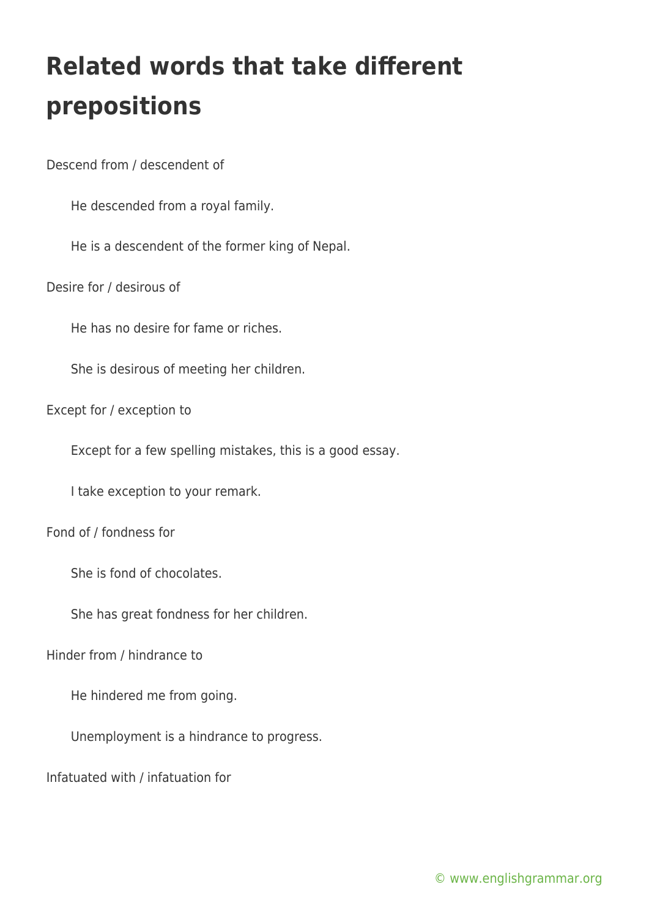# Related words that take different prepositions

Descend from / descendent of

> He descended from a royal family.
>
> He is a descendent of the former king of Nepal.

Desire for / desirous of

> He has no desire for fame or riches.
>
> She is desirous of meeting her children.

Except for / exception to

> Except for a few spelling mistakes, this is a good essay.
>
> I take exception to your remark.

Fond of / fondness for

> She is fond of chocolates.
>
> She has great fondness for her children.

Hinder from / hindrance to

> He hindered me from going.
>
> Unemployment is a hindrance to progress.

Infatuated with / infatuation for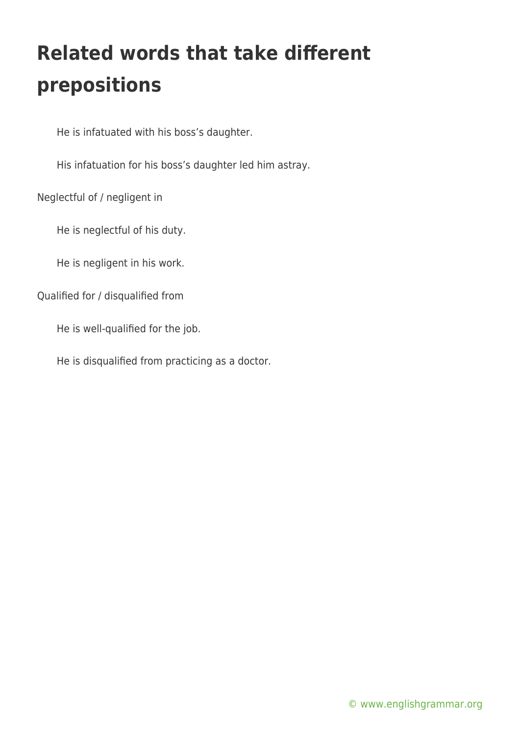# Related words that take different prepositions

He is infatuated with his boss's daughter.

His infatuation for his boss's daughter led him astray.

Neglectful of / negligent in

He is neglectful of his duty.

He is negligent in his work.

Qualified for / disqualified from

He is well-qualified for the job.

He is disqualified from practicing as a doctor.